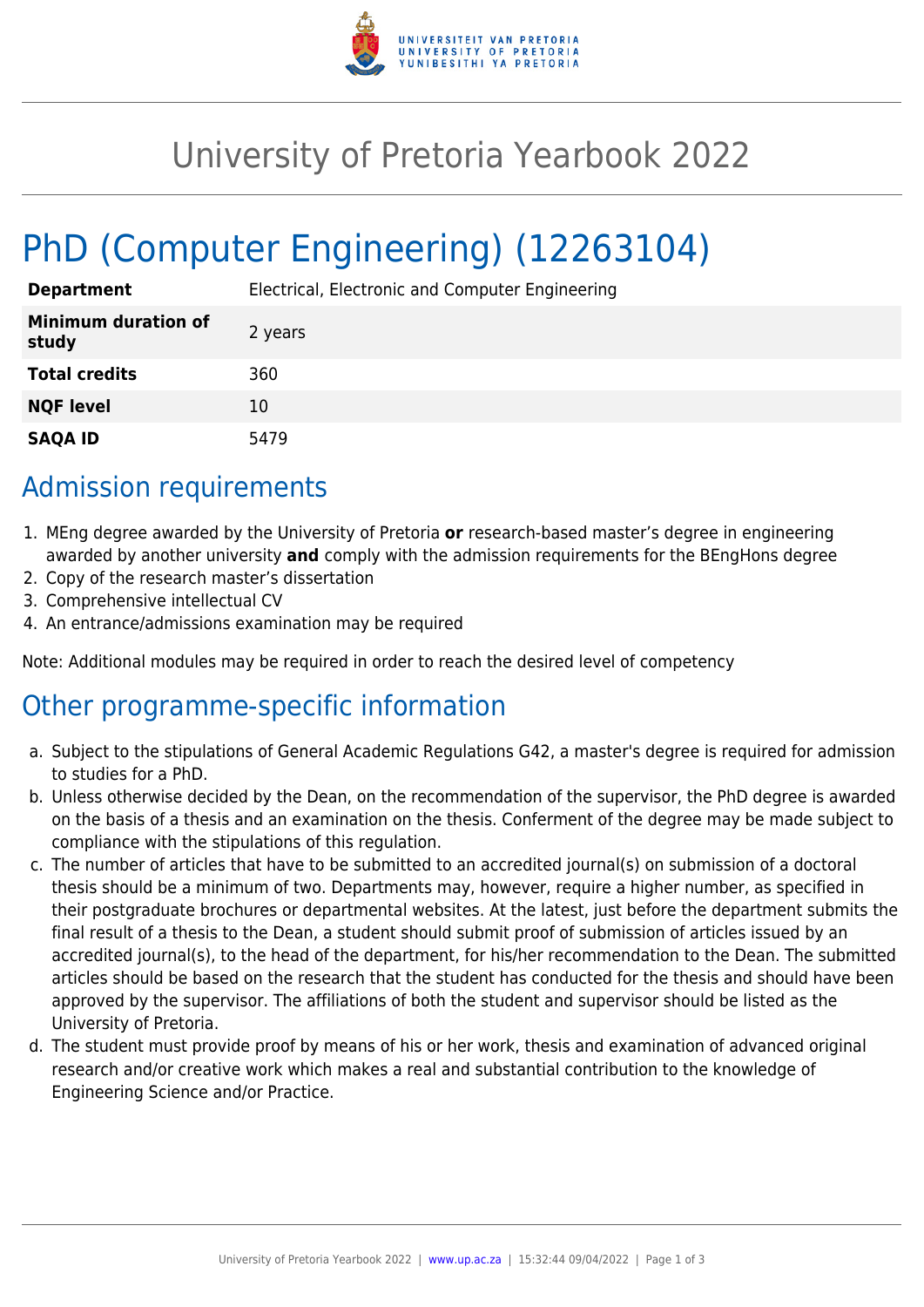# University of Pretoria Yearbook 2022

# PhD (Computer Engineering) (12263104)

| | |
|---|---|
| **Department** | Electrical, Electronic and Computer Engineering |
| **Minimum duration of study** | 2 years |
| **Total credits** | 360 |
| **NQF level** | 10 |
| **SAQA ID** | 5479 |

## Admission requirements

1. MEng degree awarded by the University of Pretoria **or** research-based master's degree in engineering awarded by another university **and** comply with the admission requirements for the BEngHons degree
2. Copy of the research master's dissertation
3. Comprehensive intellectual CV
4. An entrance/admissions examination may be required

Note: Additional modules may be required in order to reach the desired level of competency

## Other programme-specific information

a. Subject to the stipulations of General Academic Regulations G42, a master's degree is required for admission to studies for a PhD.

b. Unless otherwise decided by the Dean, on the recommendation of the supervisor, the PhD degree is awarded on the basis of a thesis and an examination on the thesis. Conferment of the degree may be made subject to compliance with the stipulations of this regulation.

c. The number of articles that have to be submitted to an accredited journal(s) on submission of a doctoral thesis should be a minimum of two. Departments may, however, require a higher number, as specified in their postgraduate brochures or departmental websites. At the latest, just before the department submits the final result of a thesis to the Dean, a student should submit proof of submission of articles issued by an accredited journal(s), to the head of the department, for his/her recommendation to the Dean. The submitted articles should be based on the research that the student has conducted for the thesis and should have been approved by the supervisor. The affiliations of both the student and supervisor should be listed as the University of Pretoria.

d. The student must provide proof by means of his or her work, thesis and examination of advanced original research and/or creative work which makes a real and substantial contribution to the knowledge of Engineering Science and/or Practice.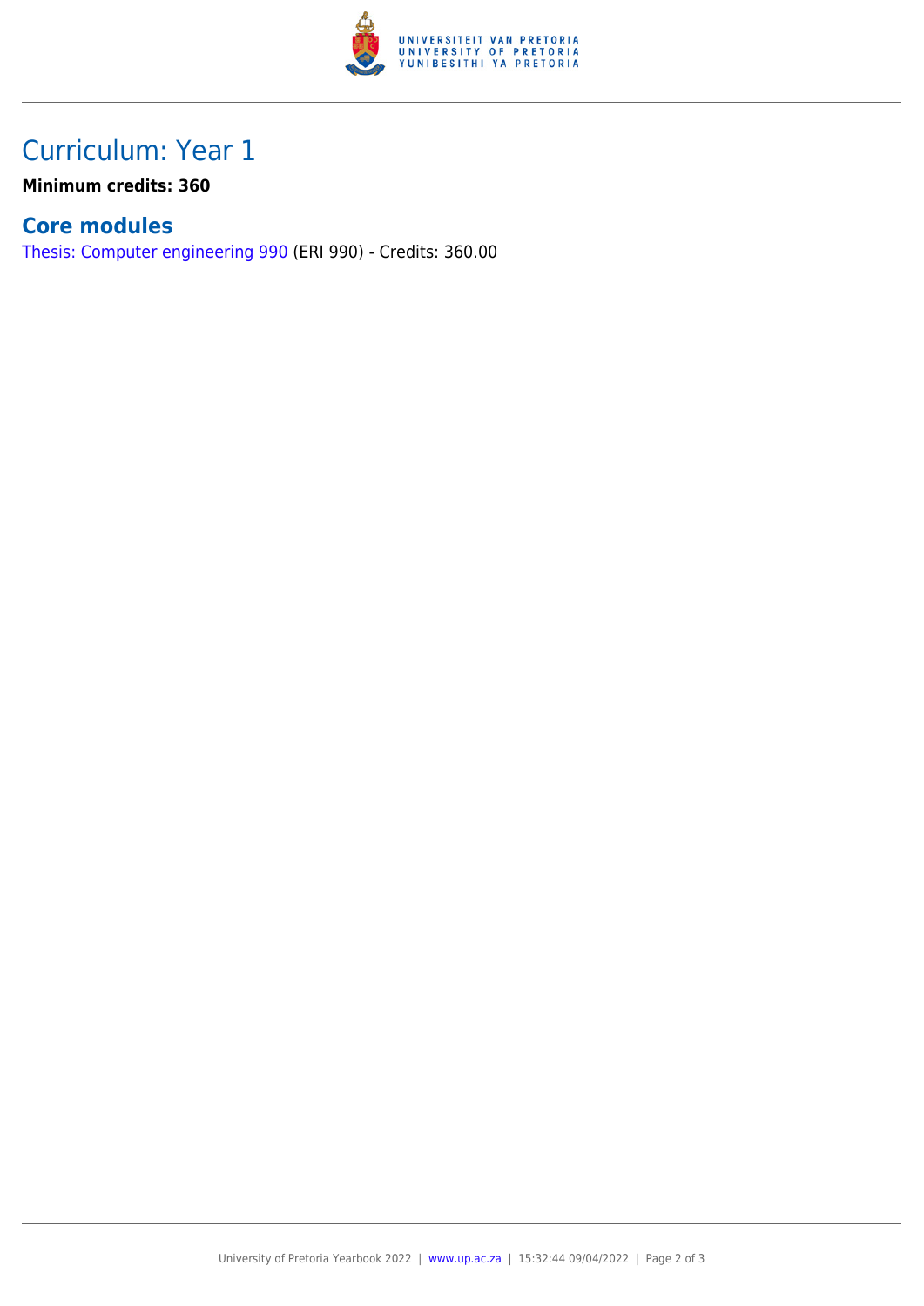# Curriculum: Year 1

**Minimum credits: 360**

## Core modules

Thesis: Computer engineering 990 (ERI 990) - Credits: 360.00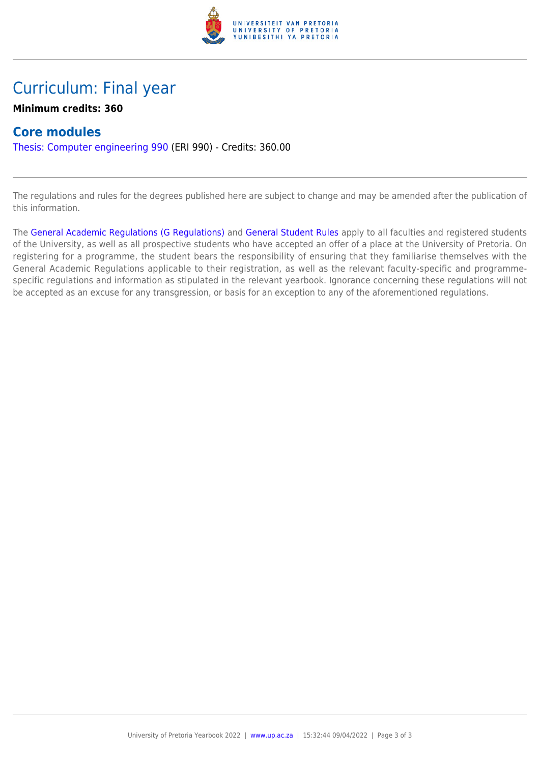## Curriculum: Final year

**Minimum credits: 360**

### Core modules

Thesis: Computer engineering 990 (ERI 990) - Credits: 360.00

The regulations and rules for the degrees published here are subject to change and may be amended after the publication of this information.

The General Academic Regulations (G Regulations) and General Student Rules apply to all faculties and registered students of the University, as well as all prospective students who have accepted an offer of a place at the University of Pretoria. On registering for a programme, the student bears the responsibility of ensuring that they familiarise themselves with the General Academic Regulations applicable to their registration, as well as the relevant faculty-specific and programme-specific regulations and information as stipulated in the relevant yearbook. Ignorance concerning these regulations will not be accepted as an excuse for any transgression, or basis for an exception to any of the aforementioned regulations.